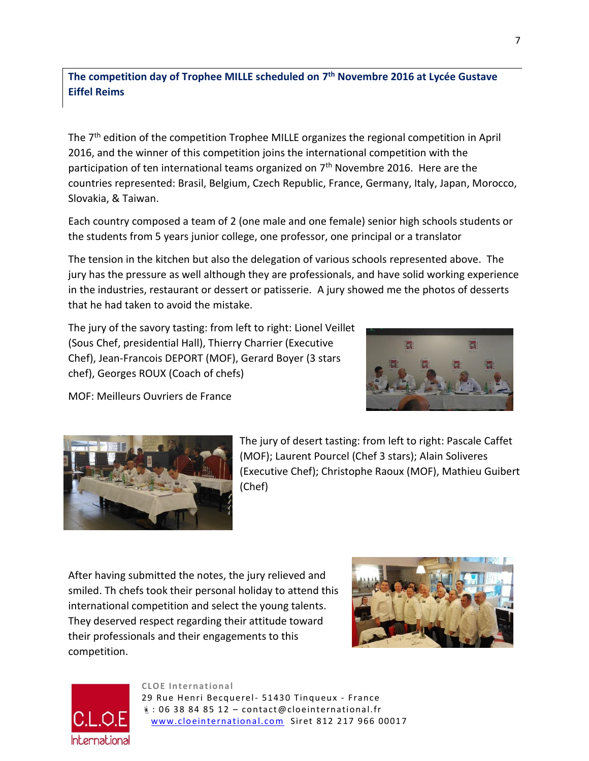**The competition day of Trophee MILLE scheduled on 7th Novembre 2016 at Lycée Gustave Eiffel Reims**

The 7th edition of the competition Trophee MILLE organizes the regional competition in April 2016, and the winner of this competition joins the international competition with the participation of ten international teams organized on 7th Novembre 2016. Here are the countries represented: Brasil, Belgium, Czech Republic, France, Germany, Italy, Japan, Morocco, Slovakia, & Taiwan.

Each country composed a team of 2 (one male and one female) senior high schools students or the students from 5 years junior college, one professor, one principal or a translator

The tension in the kitchen but also the delegation of various schools represented above. The jury has the pressure as well although they are professionals, and have solid working experience in the industries, restaurant or dessert or patisserie. A jury showed me the photos of desserts that he had taken to avoid the mistake.

The jury of the savory tasting: from left to right: Lionel Veillet (Sous Chef, presidential Hall), Thierry Charrier (Executive Chef), Jean-Francois DEPORT (MOF), Gerard Boyer (3 stars chef), Georges ROUX (Coach of chefs)

MOF: Meilleurs Ouvriers de France

The jury of desert tasting: from left to right: Pascale Caffet (MOF); Laurent Pourcel (Chef 3 stars); Alain Soliveres (Executive Chef); Christophe Raoux (MOF), Mathieu Guibert (Chef)

After having submitted the notes, the jury relieved and smiled. Th chefs took their personal holiday to attend this international competition and select the young talents. They deserved respect regarding their attitude toward their professionals and their engagements to this competition.

CLOE International
29 Rue Henri Becquerel- 51430 Tinqueux - France
: 06 38 84 85 12 – contact@cloeinternational.fr
www.cloeinternational.com Siret 812 217 966 00017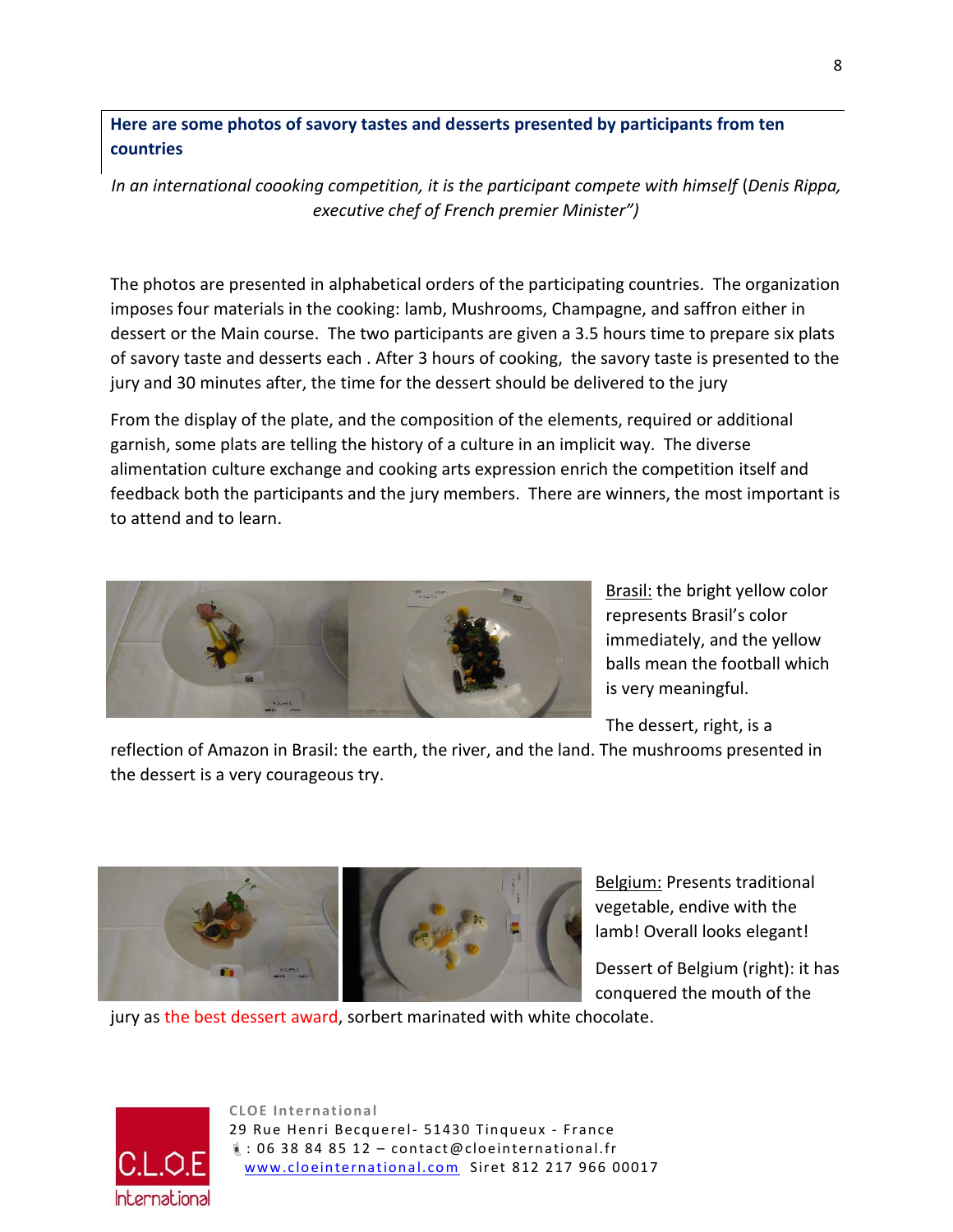**Here are some photos of savory tastes and desserts presented by participants from ten countries**

*In an international coooking competition, it is the participant compete with himself* (*Denis Rippa, executive chef of French premier Minister")*

The photos are presented in alphabetical orders of the participating countries. The organization imposes four materials in the cooking: lamb, Mushrooms, Champagne, and saffron either in dessert or the Main course. The two participants are given a 3.5 hours time to prepare six plats of savory taste and desserts each . After 3 hours of cooking, the savory taste is presented to the jury and 30 minutes after, the time for the dessert should be delivered to the jury

From the display of the plate, and the composition of the elements, required or additional garnish, some plats are telling the history of a culture in an implicit way. The diverse alimentation culture exchange and cooking arts expression enrich the competition itself and feedback both the participants and the jury members. There are winners, the most important is to attend and to learn.

Brasil: the bright yellow color represents Brasil's color immediately, and the yellow balls mean the football which is very meaningful.

The dessert, right, is a reflection of Amazon in Brasil: the earth, the river, and the land. The mushrooms presented in the dessert is a very courageous try.

Belgium: Presents traditional vegetable, endive with the lamb! Overall looks elegant!

Dessert of Belgium (right): it has conquered the mouth of the jury as the best dessert award, sorbert marinated with white chocolate.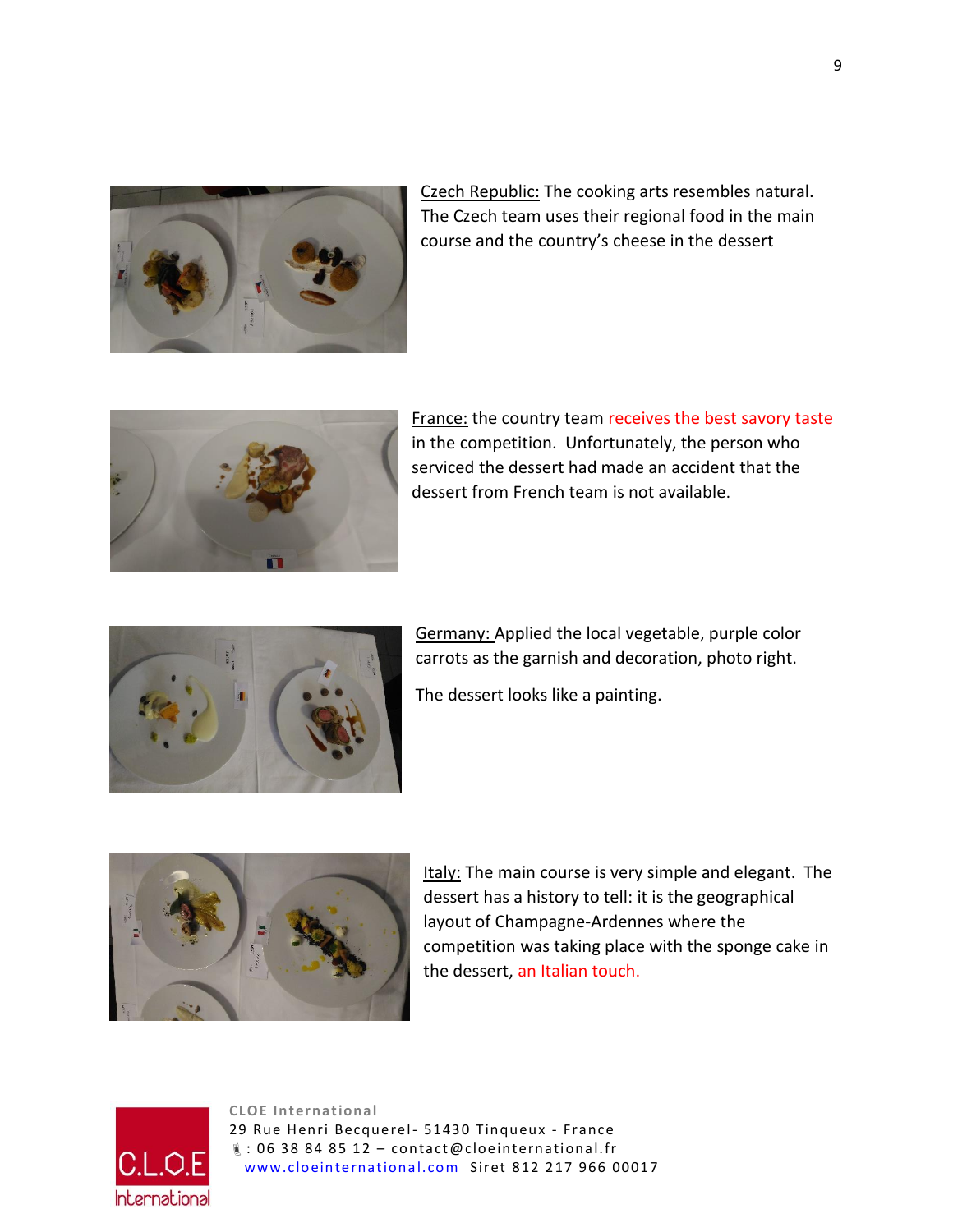<u>Czech Republic:</u> The cooking arts resembles natural. The Czech team uses their regional food in the main course and the country's cheese in the dessert

<u>France:</u> the country team receives the best savory taste in the competition. Unfortunately, the person who serviced the dessert had made an accident that the dessert from French team is not available.

<u>Germany:</u> Applied the local vegetable, purple color carrots as the garnish and decoration, photo right.

The dessert looks like a painting.

<u>Italy:</u> The main course is very simple and elegant. The dessert has a history to tell: it is the geographical layout of Champagne-Ardennes where the competition was taking place with the sponge cake in the dessert, an Italian touch.